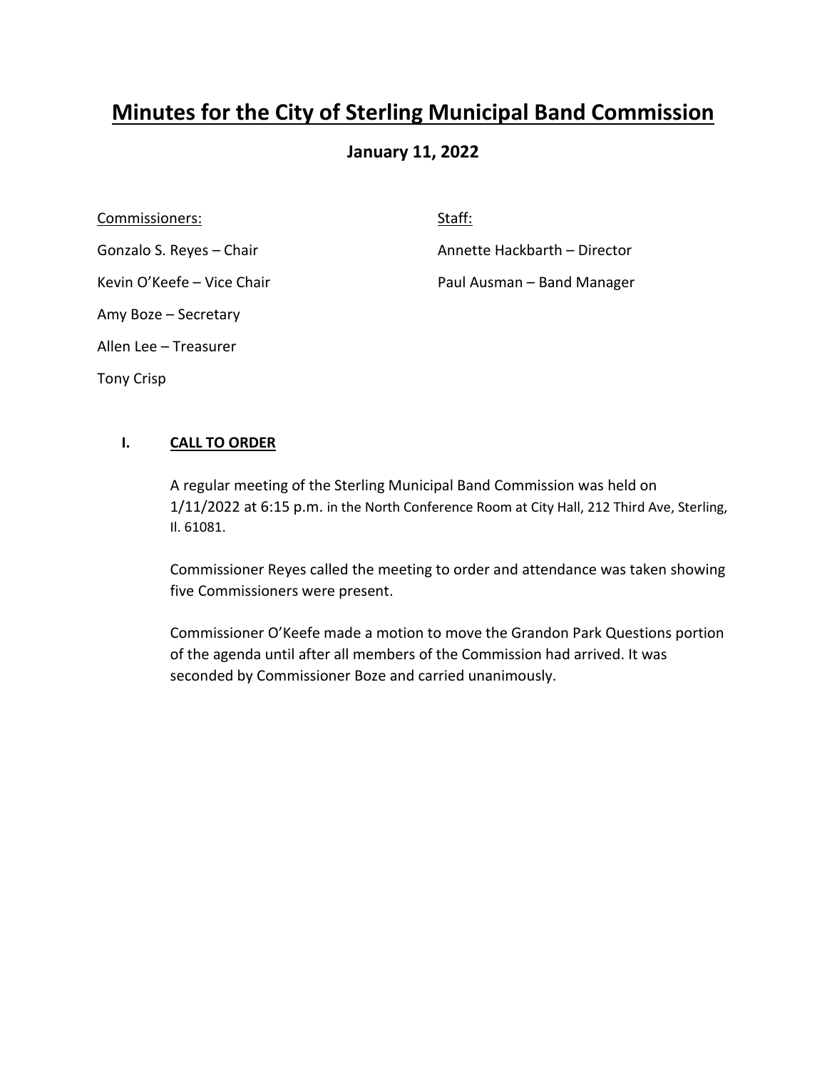# Minutes for the City of Sterling Municipal Band Commission

## January 11, 2022

Commissioners:

Gonzalo S. Reyes – Chair

Kevin O'Keefe – Vice Chair

Amy Boze – Secretary

Allen Lee – Treasurer

Tony Crisp

Staff:

Annette Hackbarth – Director

Paul Ausman – Band Manager

### I. CALL TO ORDER

A regular meeting of the Sterling Municipal Band Commission was held on 1/11/2022 at 6:15 p.m. in the North Conference Room at City Hall, 212 Third Ave, Sterling, Il. 61081.

Commissioner Reyes called the meeting to order and attendance was taken showing five Commissioners were present.

Commissioner O'Keefe made a motion to move the Grandon Park Questions portion of the agenda until after all members of the Commission had arrived. It was seconded by Commissioner Boze and carried unanimously.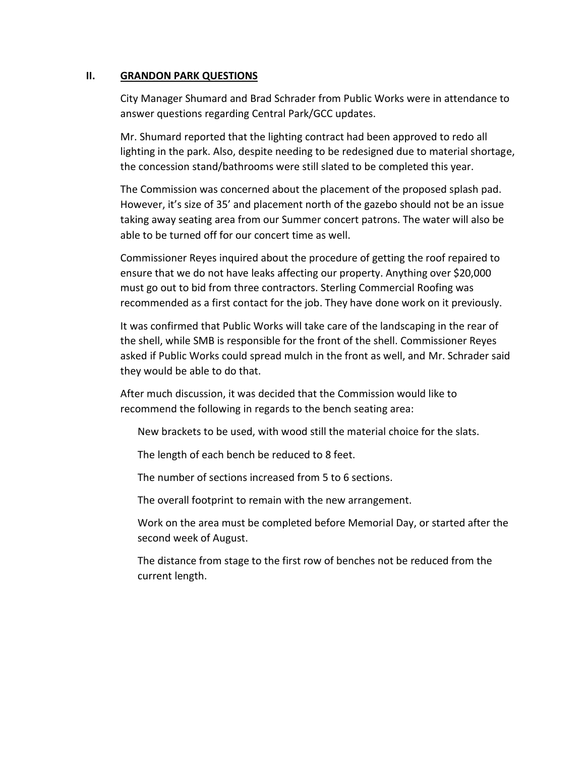## II. GRANDON PARK QUESTIONS

City Manager Shumard and Brad Schrader from Public Works were in attendance to answer questions regarding Central Park/GCC updates.

Mr. Shumard reported that the lighting contract had been approved to redo all lighting in the park. Also, despite needing to be redesigned due to material shortage, the concession stand/bathrooms were still slated to be completed this year.

The Commission was concerned about the placement of the proposed splash pad. However, it's size of 35' and placement north of the gazebo should not be an issue taking away seating area from our Summer concert patrons. The water will also be able to be turned off for our concert time as well.

Commissioner Reyes inquired about the procedure of getting the roof repaired to ensure that we do not have leaks affecting our property. Anything over $20,000 must go out to bid from three contractors. Sterling Commercial Roofing was recommended as a first contact for the job. They have done work on it previously.

It was confirmed that Public Works will take care of the landscaping in the rear of the shell, while SMB is responsible for the front of the shell. Commissioner Reyes asked if Public Works could spread mulch in the front as well, and Mr. Schrader said they would be able to do that.

After much discussion, it was decided that the Commission would like to recommend the following in regards to the bench seating area:

New brackets to be used, with wood still the material choice for the slats.

The length of each bench be reduced to 8 feet.

The number of sections increased from 5 to 6 sections.

The overall footprint to remain with the new arrangement.

Work on the area must be completed before Memorial Day, or started after the second week of August.

The distance from stage to the first row of benches not be reduced from the current length.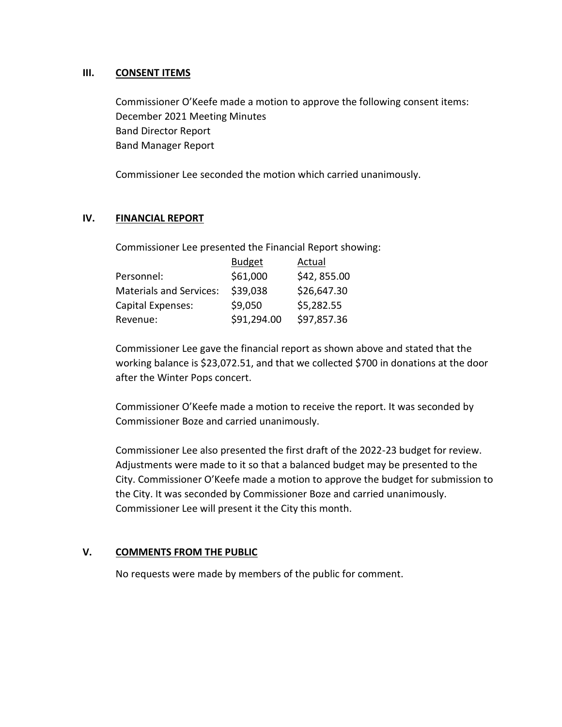## III. CONSENT ITEMS

Commissioner O'Keefe made a motion to approve the following consent items:
December 2021 Meeting Minutes
Band Director Report
Band Manager Report

Commissioner Lee seconded the motion which carried unanimously.

## IV. FINANCIAL REPORT

Commissioner Lee presented the Financial Report showing:

| | Budget | Actual |
|---|---|---|
| Personnel: | $61,000 | $42, 855.00 |
| Materials and Services: | $39,038 | $26,647.30 |
| Capital Expenses: | $9,050 | $5,282.55 |
| Revenue: | $91,294.00 | $97,857.36 |

Commissioner Lee gave the financial report as shown above and stated that the working balance is $23,072.51, and that we collected $700 in donations at the door after the Winter Pops concert.

Commissioner O'Keefe made a motion to receive the report. It was seconded by Commissioner Boze and carried unanimously.

Commissioner Lee also presented the first draft of the 2022-23 budget for review. Adjustments were made to it so that a balanced budget may be presented to the City. Commissioner O'Keefe made a motion to approve the budget for submission to the City. It was seconded by Commissioner Boze and carried unanimously. Commissioner Lee will present it the City this month.

## V. COMMENTS FROM THE PUBLIC

No requests were made by members of the public for comment.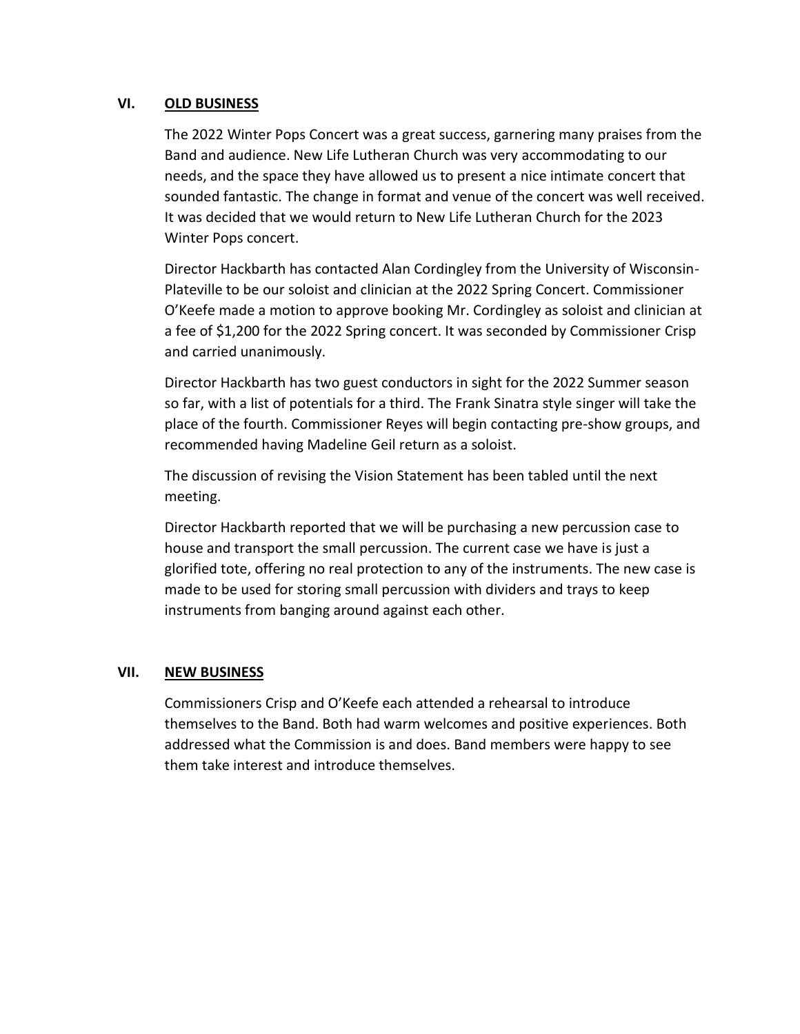## VI. OLD BUSINESS

The 2022 Winter Pops Concert was a great success, garnering many praises from the Band and audience. New Life Lutheran Church was very accommodating to our needs, and the space they have allowed us to present a nice intimate concert that sounded fantastic. The change in format and venue of the concert was well received. It was decided that we would return to New Life Lutheran Church for the 2023 Winter Pops concert.

Director Hackbarth has contacted Alan Cordingley from the University of Wisconsin-Plateville to be our soloist and clinician at the 2022 Spring Concert. Commissioner O'Keefe made a motion to approve booking Mr. Cordingley as soloist and clinician at a fee of $1,200 for the 2022 Spring concert. It was seconded by Commissioner Crisp and carried unanimously.

Director Hackbarth has two guest conductors in sight for the 2022 Summer season so far, with a list of potentials for a third. The Frank Sinatra style singer will take the place of the fourth. Commissioner Reyes will begin contacting pre-show groups, and recommended having Madeline Geil return as a soloist.

The discussion of revising the Vision Statement has been tabled until the next meeting.

Director Hackbarth reported that we will be purchasing a new percussion case to house and transport the small percussion. The current case we have is just a glorified tote, offering no real protection to any of the instruments. The new case is made to be used for storing small percussion with dividers and trays to keep instruments from banging around against each other.

## VII. NEW BUSINESS

Commissioners Crisp and O'Keefe each attended a rehearsal to introduce themselves to the Band. Both had warm welcomes and positive experiences. Both addressed what the Commission is and does. Band members were happy to see them take interest and introduce themselves.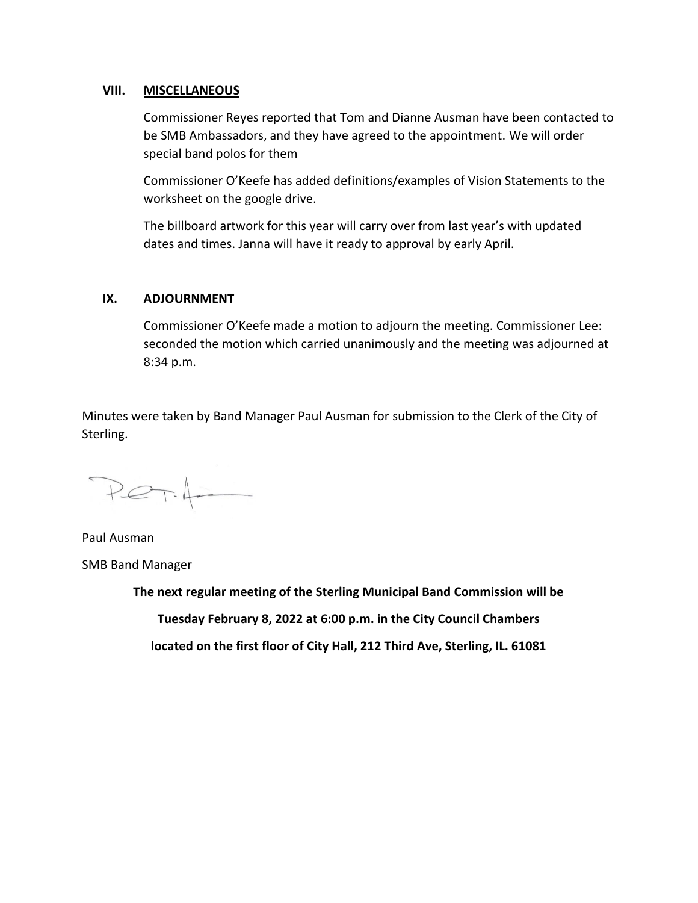## VIII. MISCELLANEOUS

Commissioner Reyes reported that Tom and Dianne Ausman have been contacted to be SMB Ambassadors, and they have agreed to the appointment. We will order special band polos for them

Commissioner O'Keefe has added definitions/examples of Vision Statements to the worksheet on the google drive.

The billboard artwork for this year will carry over from last year's with updated dates and times. Janna will have it ready to approval by early April.

## IX. ADJOURNMENT

Commissioner O'Keefe made a motion to adjourn the meeting. Commissioner Lee: seconded the motion which carried unanimously and the meeting was adjourned at 8:34 p.m.

Minutes were taken by Band Manager Paul Ausman for submission to the Clerk of the City of Sterling.

Paul Ausman

SMB Band Manager

**The next regular meeting of the Sterling Municipal Band Commission will be**

**Tuesday February 8, 2022 at 6:00 p.m. in the City Council Chambers**

**located on the first floor of City Hall, 212 Third Ave, Sterling, IL. 61081**